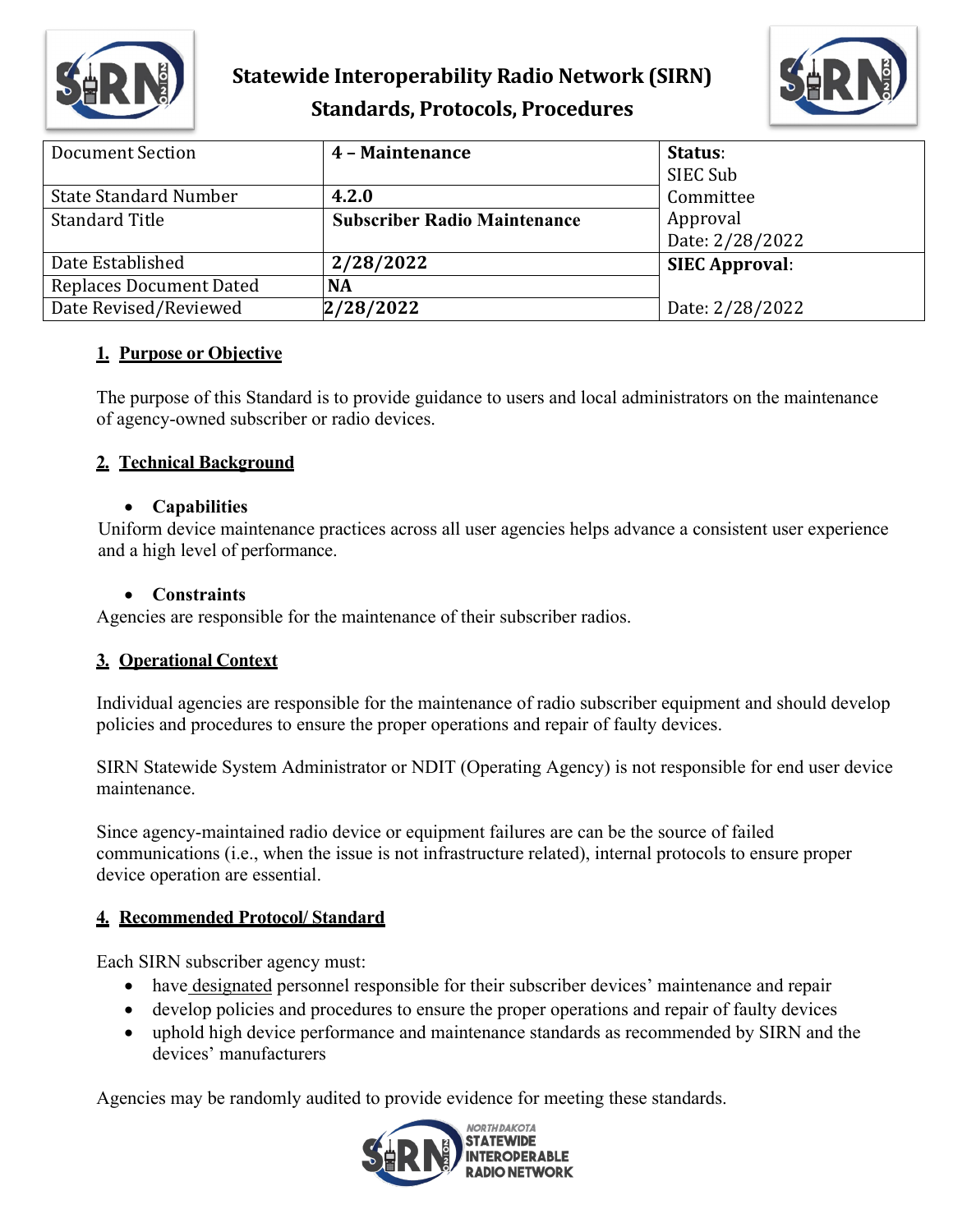# Statewide Interoperability Radio Network (SIRN)
## Standards, Protocols, Procedures

| Document Section | **4 – Maintenance** | **Status**: SIEC Sub Committee Approval Date: 2/28/2022 |
|---|---|---|
| State Standard Number | **4.2.0** | |
| Standard Title | **Subscriber Radio Maintenance** | |
| Date Established | **2/28/2022** | **SIEC Approval**: Date: 2/28/2022 |
| Replaces Document Dated | **NA** | |
| Date Revised/Reviewed | **2/28/2022** | |

### 1. Purpose or Objective

The purpose of this Standard is to provide guidance to users and local administrators on the maintenance of agency-owned subscriber or radio devices.

### 2. Technical Background

- **Capabilities**

Uniform device maintenance practices across all user agencies helps advance a consistent user experience and a high level of performance.

- **Constraints**

Agencies are responsible for the maintenance of their subscriber radios.

### 3. Operational Context

Individual agencies are responsible for the maintenance of radio subscriber equipment and should develop policies and procedures to ensure the proper operations and repair of faulty devices.

SIRN Statewide System Administrator or NDIT (Operating Agency) is not responsible for end user device maintenance.

Since agency-maintained radio device or equipment failures are can be the source of failed communications (i.e., when the issue is not infrastructure related), internal protocols to ensure proper device operation are essential.

### 4. Recommended Protocol/ Standard

Each SIRN subscriber agency must:

- have designated personnel responsible for their subscriber devices' maintenance and repair
- develop policies and procedures to ensure the proper operations and repair of faulty devices
- uphold high device performance and maintenance standards as recommended by SIRN and the devices' manufacturers

Agencies may be randomly audited to provide evidence for meeting these standards.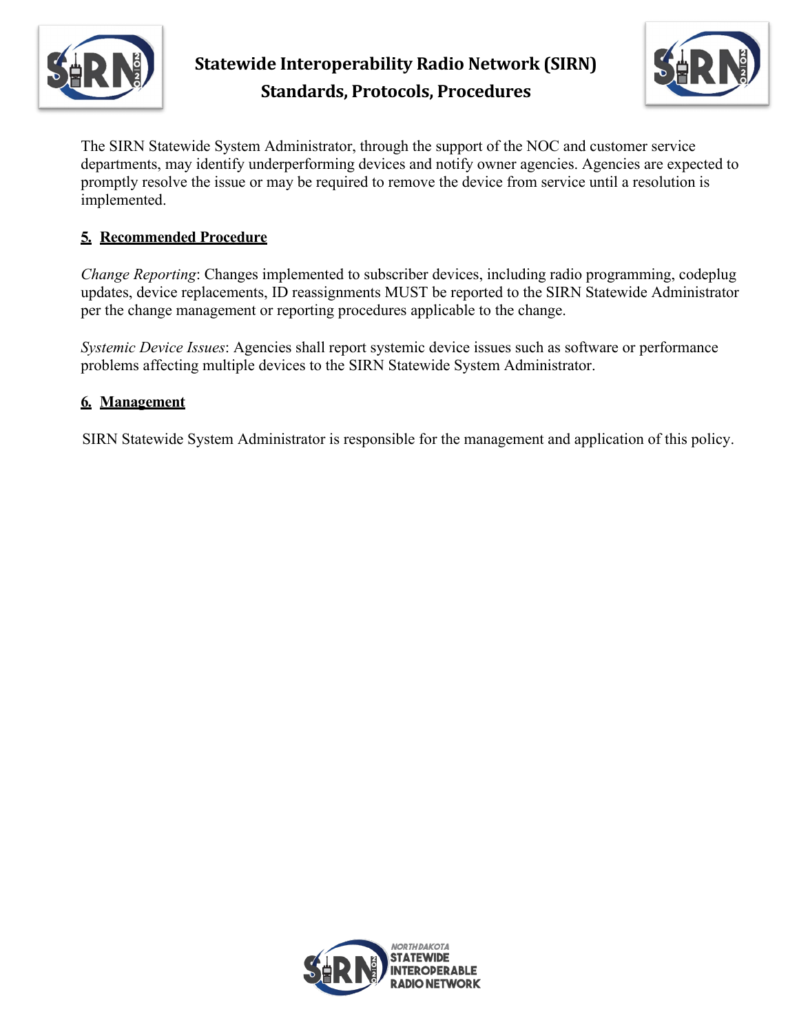The SIRN Statewide System Administrator, through the support of the NOC and customer service departments, may identify underperforming devices and notify owner agencies. Agencies are expected to promptly resolve the issue or may be required to remove the device from service until a resolution is implemented.

## 5. Recommended Procedure

*Change Reporting*: Changes implemented to subscriber devices, including radio programming, codeplug updates, device replacements, ID reassignments MUST be reported to the SIRN Statewide Administrator per the change management or reporting procedures applicable to the change.

*Systemic Device Issues*: Agencies shall report systemic device issues such as software or performance problems affecting multiple devices to the SIRN Statewide System Administrator.

## 6. Management

SIRN Statewide System Administrator is responsible for the management and application of this policy.